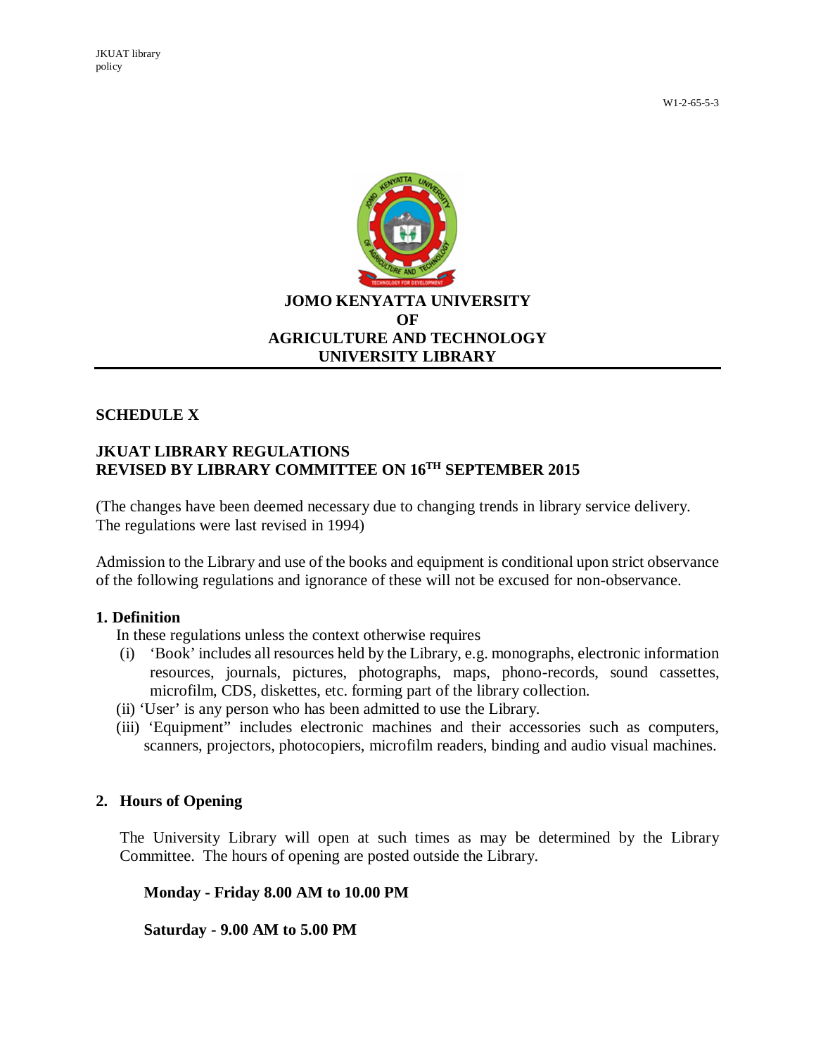JKUAT library policy

W1-2-65-5-3

# JOMO KENYATTA UNIVERSITY OF AGRICULTURE AND TECHNOLOGY UNIVERSITY LIBRARY

## SCHEDULE X

## JKUAT LIBRARY REGULATIONS
## REVISED BY LIBRARY COMMITTEE ON 16TH SEPTEMBER 2015

(The changes have been deemed necessary due to changing trends in library service delivery. The regulations were last revised in 1994)

Admission to the Library and use of the books and equipment is conditional upon strict observance of the following regulations and ignorance of these will not be excused for non-observance.

### 1. Definition

In these regulations unless the context otherwise requires

(i) 'Book' includes all resources held by the Library, e.g. monographs, electronic information resources, journals, pictures, photographs, maps, phono-records, sound cassettes, microfilm, CDS, diskettes, etc. forming part of the library collection.

(ii) 'User' is any person who has been admitted to use the Library.

(iii) 'Equipment" includes electronic machines and their accessories such as computers, scanners, projectors, photocopiers, microfilm readers, binding and audio visual machines.

### 2. Hours of Opening

The University Library will open at such times as may be determined by the Library Committee. The hours of opening are posted outside the Library.

**Monday - Friday 8.00 AM to 10.00 PM**

**Saturday - 9.00 AM to 5.00 PM**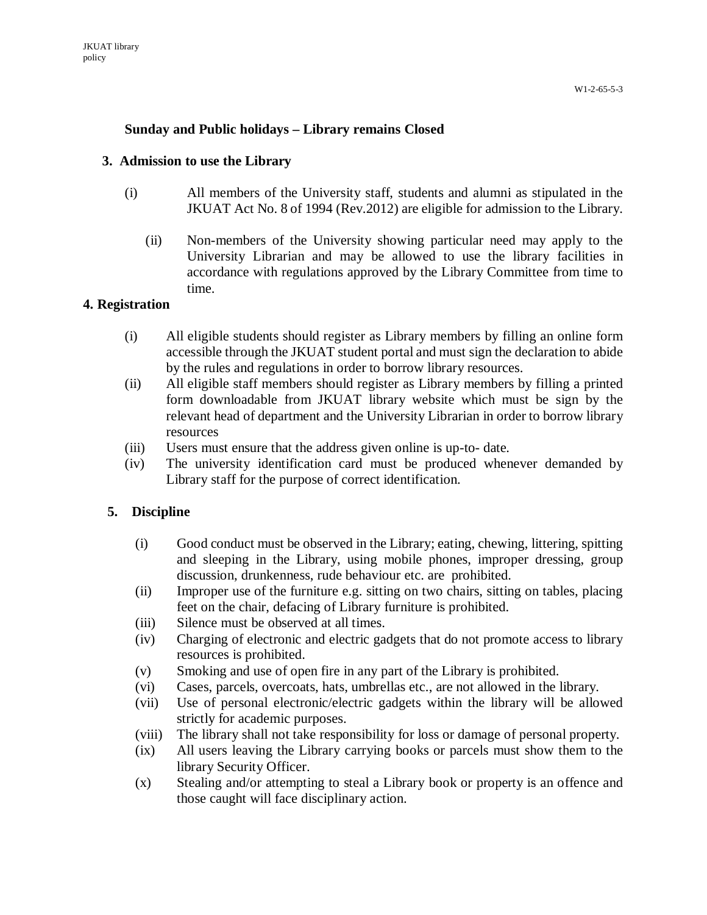**Sunday and Public holidays – Library remains Closed**

## 3. Admission to use the Library

(i) All members of the University staff, students and alumni as stipulated in the JKUAT Act No. 8 of 1994 (Rev.2012) are eligible for admission to the Library.

(ii) Non-members of the University showing particular need may apply to the University Librarian and may be allowed to use the library facilities in accordance with regulations approved by the Library Committee from time to time.

## 4. Registration

(i) All eligible students should register as Library members by filling an online form accessible through the JKUAT student portal and must sign the declaration to abide by the rules and regulations in order to borrow library resources.

(ii) All eligible staff members should register as Library members by filling a printed form downloadable from JKUAT library website which must be sign by the relevant head of department and the University Librarian in order to borrow library resources

(iii) Users must ensure that the address given online is up-to- date.

(iv) The university identification card must be produced whenever demanded by Library staff for the purpose of correct identification.

## 5. Discipline

(i) Good conduct must be observed in the Library; eating, chewing, littering, spitting and sleeping in the Library, using mobile phones, improper dressing, group discussion, drunkenness, rude behaviour etc. are prohibited.

(ii) Improper use of the furniture e.g. sitting on two chairs, sitting on tables, placing feet on the chair, defacing of Library furniture is prohibited.

(iii) Silence must be observed at all times.

(iv) Charging of electronic and electric gadgets that do not promote access to library resources is prohibited.

(v) Smoking and use of open fire in any part of the Library is prohibited.

(vi) Cases, parcels, overcoats, hats, umbrellas etc., are not allowed in the library.

(vii) Use of personal electronic/electric gadgets within the library will be allowed strictly for academic purposes.

(viii) The library shall not take responsibility for loss or damage of personal property.

(ix) All users leaving the Library carrying books or parcels must show them to the library Security Officer.

(x) Stealing and/or attempting to steal a Library book or property is an offence and those caught will face disciplinary action.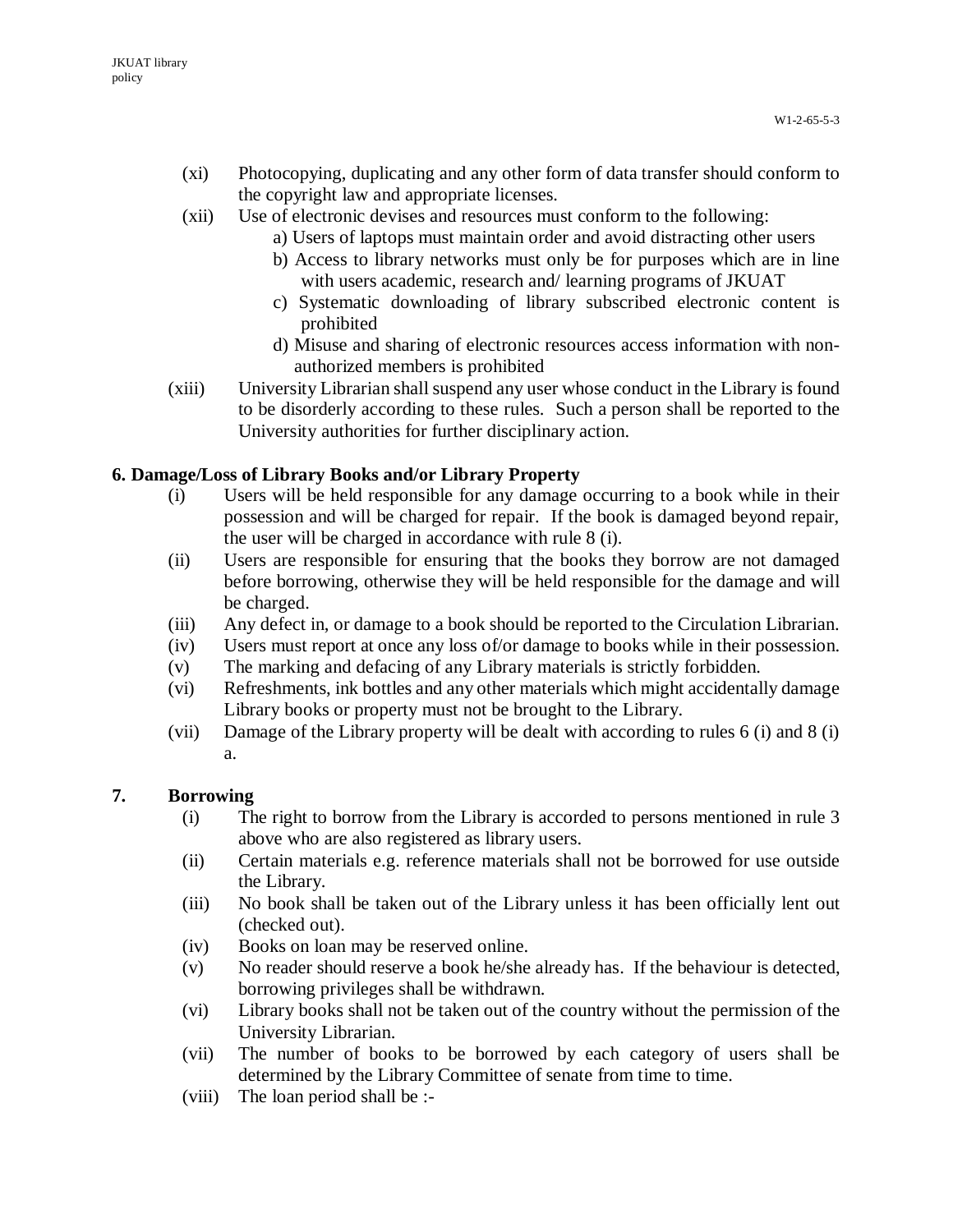(xi) Photocopying, duplicating and any other form of data transfer should conform to the copyright law and appropriate licenses.

(xii) Use of electronic devises and resources must conform to the following:

  a) Users of laptops must maintain order and avoid distracting other users
  b) Access to library networks must only be for purposes which are in line with users academic, research and/ learning programs of JKUAT
  c) Systematic downloading of library subscribed electronic content is prohibited
  d) Misuse and sharing of electronic resources access information with non-authorized members is prohibited

(xiii) University Librarian shall suspend any user whose conduct in the Library is found to be disorderly according to these rules. Such a person shall be reported to the University authorities for further disciplinary action.

## 6. Damage/Loss of Library Books and/or Library Property

(i) Users will be held responsible for any damage occurring to a book while in their possession and will be charged for repair. If the book is damaged beyond repair, the user will be charged in accordance with rule 8 (i).

(ii) Users are responsible for ensuring that the books they borrow are not damaged before borrowing, otherwise they will be held responsible for the damage and will be charged.

(iii) Any defect in, or damage to a book should be reported to the Circulation Librarian.

(iv) Users must report at once any loss of/or damage to books while in their possession.

(v) The marking and defacing of any Library materials is strictly forbidden.

(vi) Refreshments, ink bottles and any other materials which might accidentally damage Library books or property must not be brought to the Library.

(vii) Damage of the Library property will be dealt with according to rules 6 (i) and 8 (i) a.

## 7. Borrowing

(i) The right to borrow from the Library is accorded to persons mentioned in rule 3 above who are also registered as library users.

(ii) Certain materials e.g. reference materials shall not be borrowed for use outside the Library.

(iii) No book shall be taken out of the Library unless it has been officially lent out (checked out).

(iv) Books on loan may be reserved online.

(v) No reader should reserve a book he/she already has. If the behaviour is detected, borrowing privileges shall be withdrawn.

(vi) Library books shall not be taken out of the country without the permission of the University Librarian.

(vii) The number of books to be borrowed by each category of users shall be determined by the Library Committee of senate from time to time.

(viii) The loan period shall be :-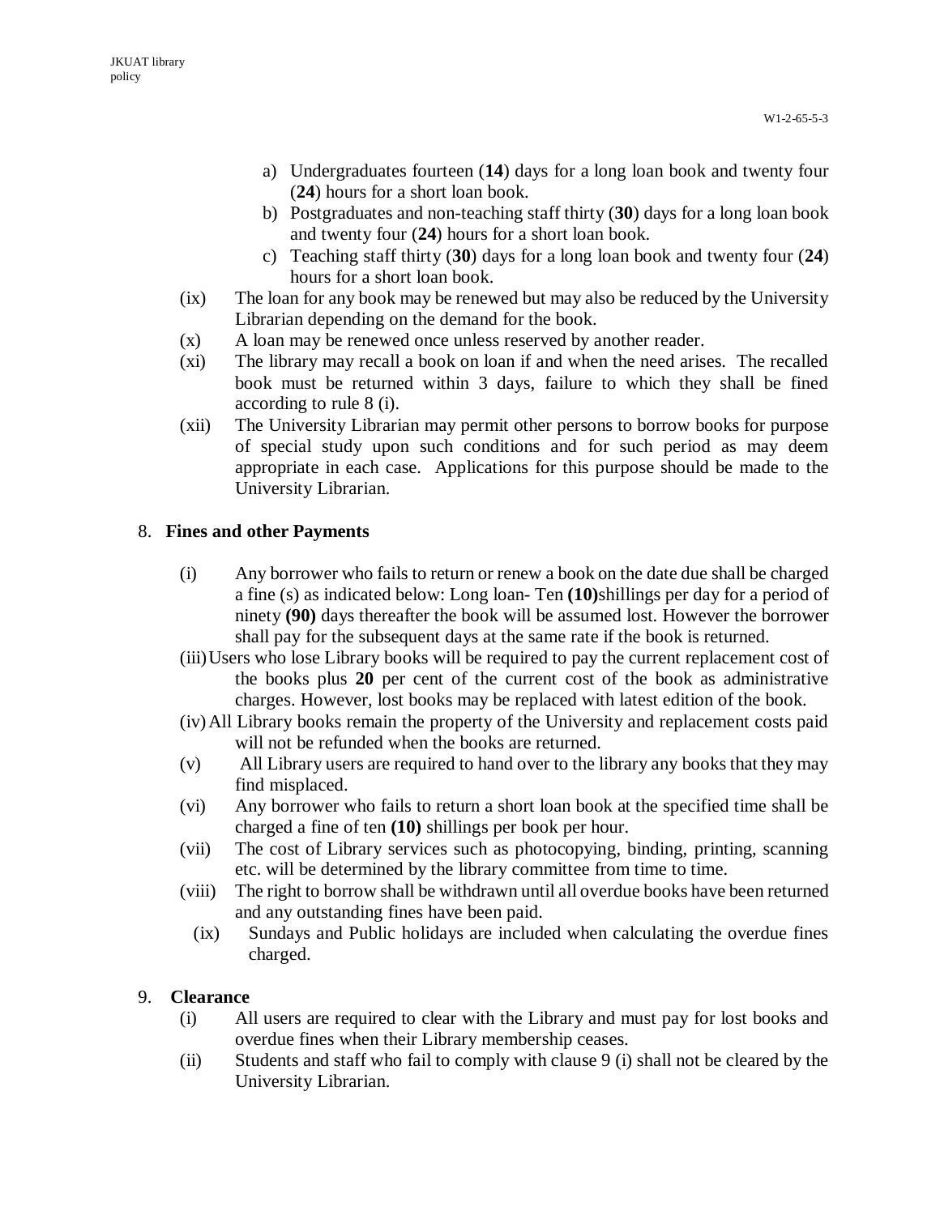a) Undergraduates fourteen (**14**) days for a long loan book and twenty four (**24**) hours for a short loan book.
b) Postgraduates and non-teaching staff thirty (**30**) days for a long loan book and twenty four (**24**) hours for a short loan book.
c) Teaching staff thirty (**30**) days for a long loan book and twenty four (**24**) hours for a short loan book.

(ix) The loan for any book may be renewed but may also be reduced by the University Librarian depending on the demand for the book.

(x) A loan may be renewed once unless reserved by another reader.

(xi) The library may recall a book on loan if and when the need arises. The recalled book must be returned within 3 days, failure to which they shall be fined according to rule 8 (i).

(xii) The University Librarian may permit other persons to borrow books for purpose of special study upon such conditions and for such period as may deem appropriate in each case. Applications for this purpose should be made to the University Librarian.

## 8. Fines and other Payments

(i) Any borrower who fails to return or renew a book on the date due shall be charged a fine (s) as indicated below: Long loan- Ten **(10)**shillings per day for a period of ninety **(90)** days thereafter the book will be assumed lost. However the borrower shall pay for the subsequent days at the same rate if the book is returned.

(iii) Users who lose Library books will be required to pay the current replacement cost of the books plus **20** per cent of the current cost of the book as administrative charges. However, lost books may be replaced with latest edition of the book.

(iv) All Library books remain the property of the University and replacement costs paid will not be refunded when the books are returned.

(v) All Library users are required to hand over to the library any books that they may find misplaced.

(vi) Any borrower who fails to return a short loan book at the specified time shall be charged a fine of ten **(10)** shillings per book per hour.

(vii) The cost of Library services such as photocopying, binding, printing, scanning etc. will be determined by the library committee from time to time.

(viii) The right to borrow shall be withdrawn until all overdue books have been returned and any outstanding fines have been paid.

(ix) Sundays and Public holidays are included when calculating the overdue fines charged.

## 9. Clearance

(i) All users are required to clear with the Library and must pay for lost books and overdue fines when their Library membership ceases.

(ii) Students and staff who fail to comply with clause 9 (i) shall not be cleared by the University Librarian.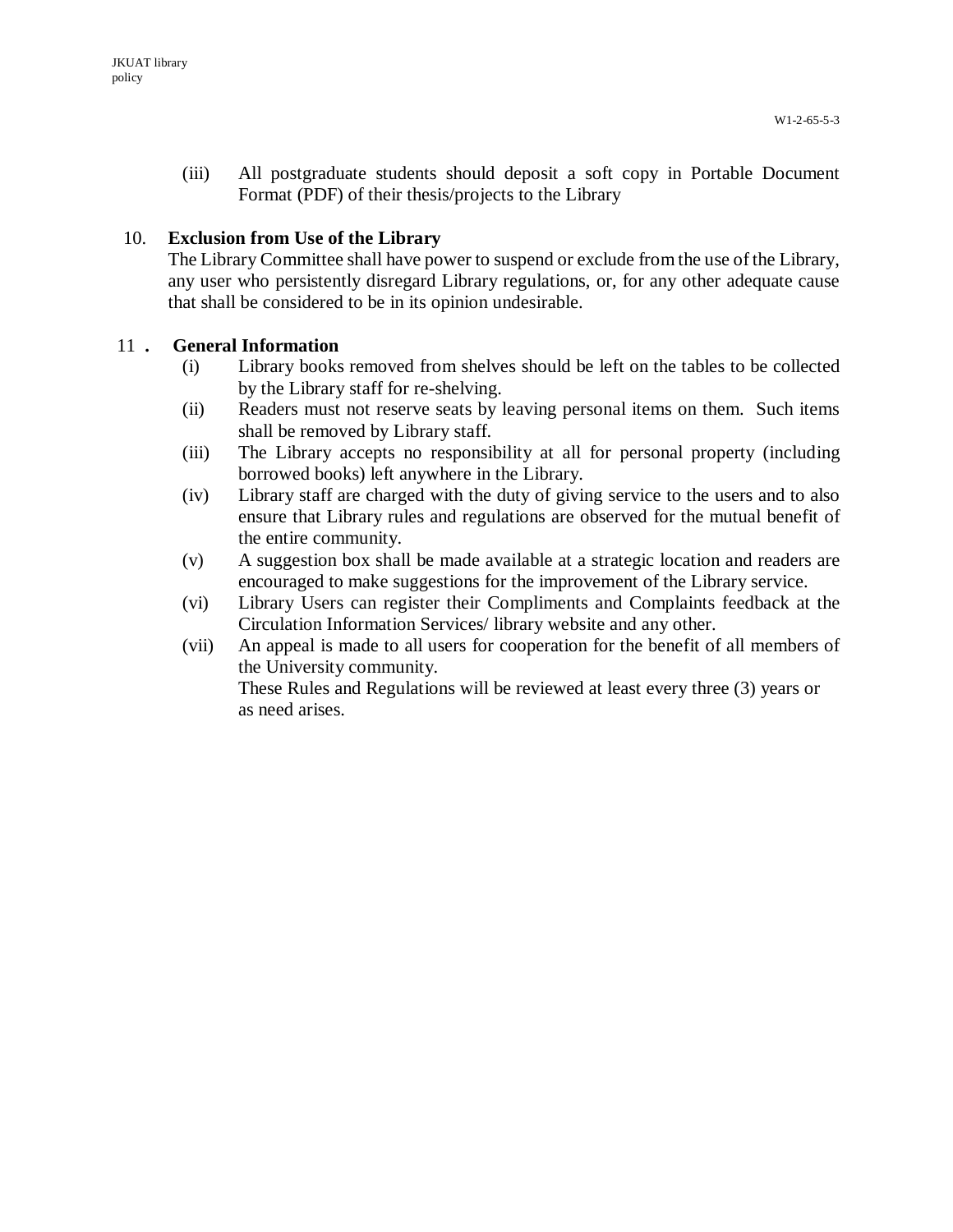(iii) All postgraduate students should deposit a soft copy in Portable Document Format (PDF) of their thesis/projects to the Library

10. **Exclusion from Use of the Library**

The Library Committee shall have power to suspend or exclude from the use of the Library, any user who persistently disregard Library regulations, or, for any other adequate cause that shall be considered to be in its opinion undesirable.

11 . **General Information**

(i) Library books removed from shelves should be left on the tables to be collected by the Library staff for re-shelving.

(ii) Readers must not reserve seats by leaving personal items on them. Such items shall be removed by Library staff.

(iii) The Library accepts no responsibility at all for personal property (including borrowed books) left anywhere in the Library.

(iv) Library staff are charged with the duty of giving service to the users and to also ensure that Library rules and regulations are observed for the mutual benefit of the entire community.

(v) A suggestion box shall be made available at a strategic location and readers are encouraged to make suggestions for the improvement of the Library service.

(vi) Library Users can register their Compliments and Complaints feedback at the Circulation Information Services/ library website and any other.

(vii) An appeal is made to all users for cooperation for the benefit of all members of the University community.

These Rules and Regulations will be reviewed at least every three (3) years or as need arises.